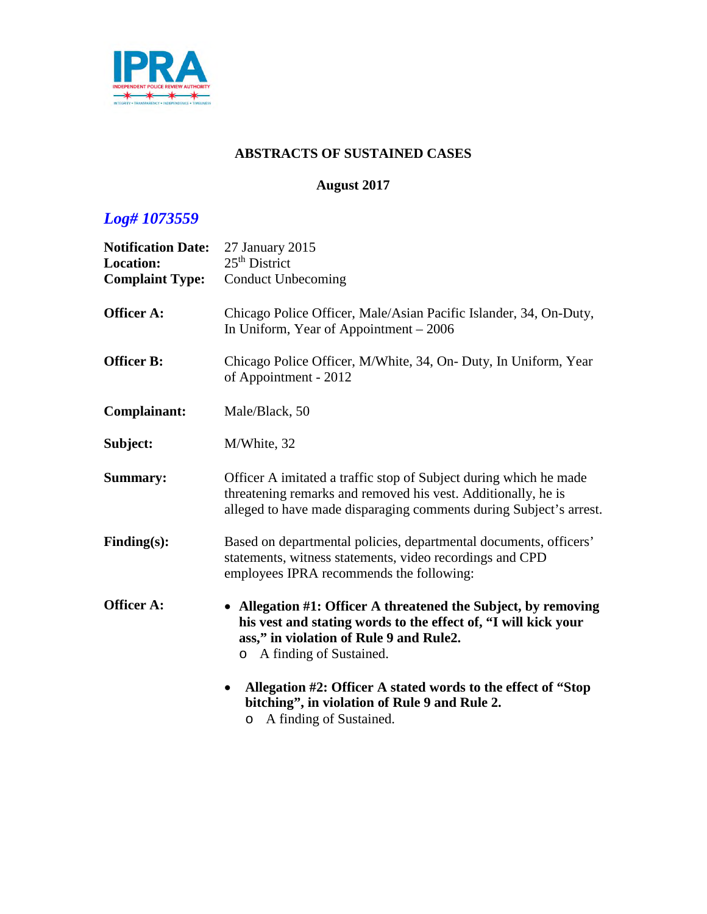## ABSTRACTS OF SUSTAINED CASES

**August 2017**

### *Log# 1073559*

**Notification Date:** 27 January 2015
**Location:** 25th District
**Complaint Type:** Conduct Unbecoming

**Officer A:** Chicago Police Officer, Male/Asian Pacific Islander, 34, On-Duty, In Uniform, Year of Appointment – 2006

**Officer B:** Chicago Police Officer, M/White, 34, On- Duty, In Uniform, Year of Appointment - 2012

**Complainant:** Male/Black, 50

**Subject:** M/White, 32

**Summary:** Officer A imitated a traffic stop of Subject during which he made threatening remarks and removed his vest. Additionally, he is alleged to have made disparaging comments during Subject's arrest.

**Finding(s):** Based on departmental policies, departmental documents, officers' statements, witness statements, video recordings and CPD employees IPRA recommends the following:

**Officer A:**

- **Allegation #1: Officer A threatened the Subject, by removing his vest and stating words to the effect of, "I will kick your ass," in violation of Rule 9 and Rule2.**
  - A finding of Sustained.
- **Allegation #2: Officer A stated words to the effect of "Stop bitching", in violation of Rule 9 and Rule 2.**
  - A finding of Sustained.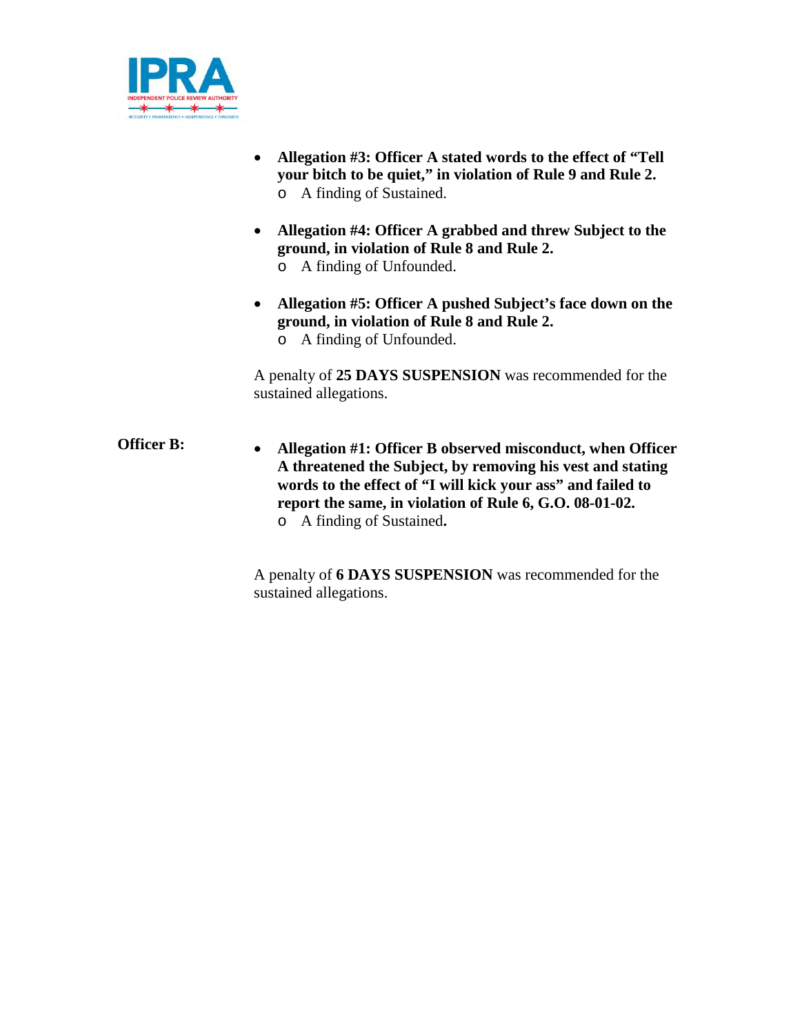- **Allegation #3: Officer A stated words to the effect of "Tell your bitch to be quiet," in violation of Rule 9 and Rule 2.**
  - A finding of Sustained.

- **Allegation #4: Officer A grabbed and threw Subject to the ground, in violation of Rule 8 and Rule 2.**
  - A finding of Unfounded.

- **Allegation #5: Officer A pushed Subject's face down on the ground, in violation of Rule 8 and Rule 2.**
  - A finding of Unfounded.

A penalty of **25 DAYS SUSPENSION** was recommended for the sustained allegations.

**Officer B:**

- **Allegation #1: Officer B observed misconduct, when Officer A threatened the Subject, by removing his vest and stating words to the effect of "I will kick your ass" and failed to report the same, in violation of Rule 6, G.O. 08-01-02.**
  - A finding of Sustained**.**

A penalty of **6 DAYS SUSPENSION** was recommended for the sustained allegations.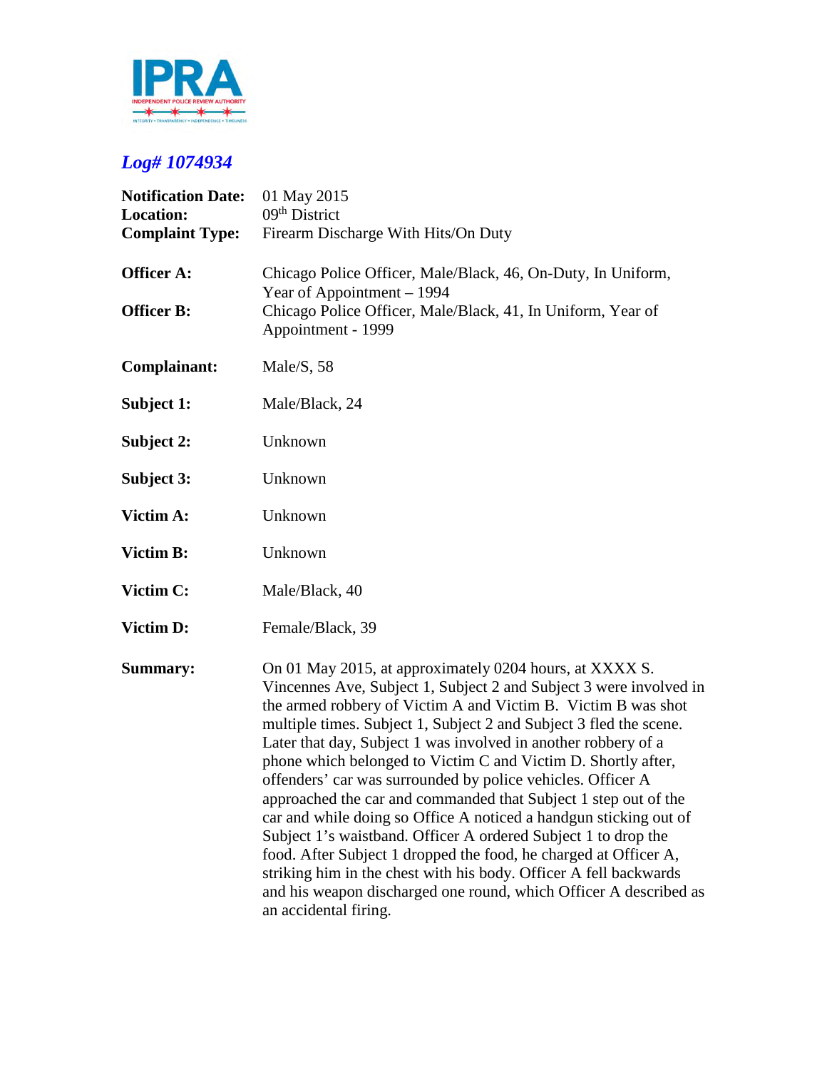IPRA

INDEPENDENT POLICE REVIEW AUTHORITY

INTEGRITY • TRANSPARENCY • INDEPENDENCE • TIMELINESS

## *Log# 1074934*

| | |
|---|---|
| **Notification Date:** | 01 May 2015 |
| **Location:** | 09th District |
| **Complaint Type:** | Firearm Discharge With Hits/On Duty |
| **Officer A:** | Chicago Police Officer, Male/Black, 46, On-Duty, In Uniform, Year of Appointment – 1994 |
| **Officer B:** | Chicago Police Officer, Male/Black, 41, In Uniform, Year of Appointment - 1999 |
| **Complainant:** | Male/S, 58 |
| **Subject 1:** | Male/Black, 24 |
| **Subject 2:** | Unknown |
| **Subject 3:** | Unknown |
| **Victim A:** | Unknown |
| **Victim B:** | Unknown |
| **Victim C:** | Male/Black, 40 |
| **Victim D:** | Female/Black, 39 |

**Summary:**

On 01 May 2015, at approximately 0204 hours, at XXXX S. Vincennes Ave, Subject 1, Subject 2 and Subject 3 were involved in the armed robbery of Victim A and Victim B. Victim B was shot multiple times. Subject 1, Subject 2 and Subject 3 fled the scene. Later that day, Subject 1 was involved in another robbery of a phone which belonged to Victim C and Victim D. Shortly after, offenders' car was surrounded by police vehicles. Officer A approached the car and commanded that Subject 1 step out of the car and while doing so Office A noticed a handgun sticking out of Subject 1's waistband. Officer A ordered Subject 1 to drop the food. After Subject 1 dropped the food, he charged at Officer A, striking him in the chest with his body. Officer A fell backwards and his weapon discharged one round, which Officer A described as an accidental firing.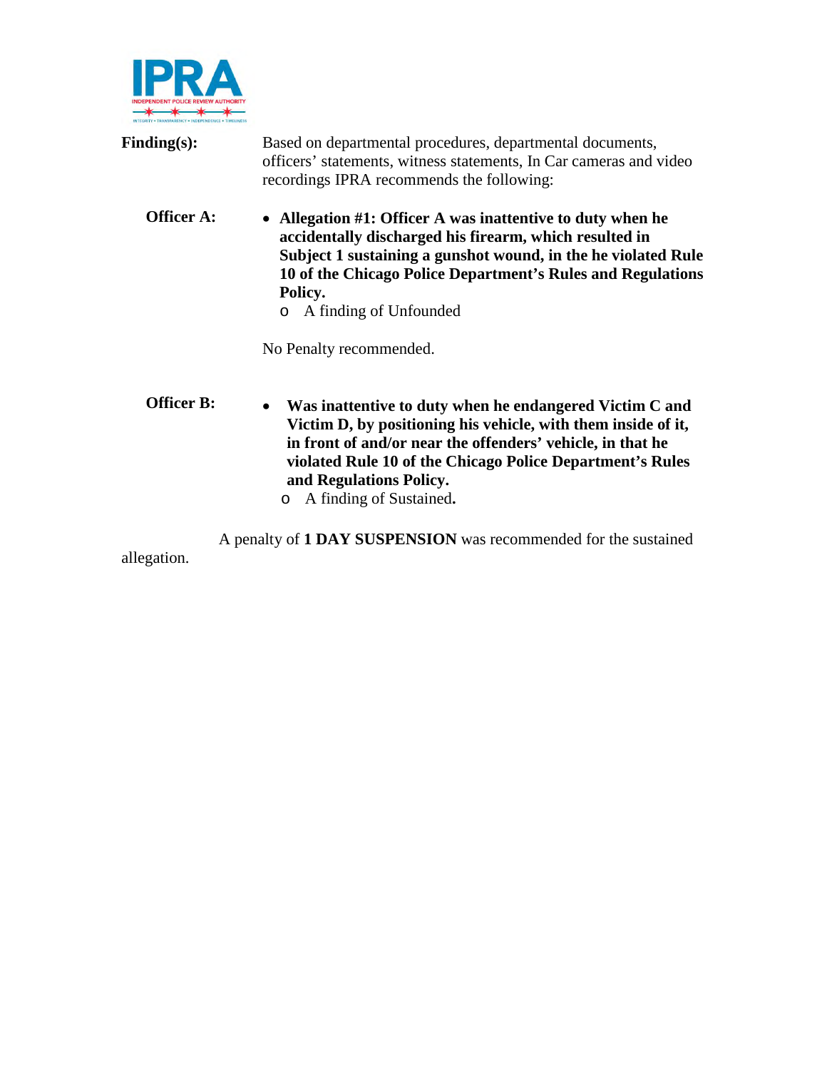**Finding(s):** Based on departmental procedures, departmental documents, officers' statements, witness statements, In Car cameras and video recordings IPRA recommends the following:

**Officer A:**

- **Allegation #1: Officer A was inattentive to duty when he accidentally discharged his firearm, which resulted in Subject 1 sustaining a gunshot wound, in the he violated Rule 10 of the Chicago Police Department's Rules and Regulations Policy.**
  - A finding of Unfounded

No Penalty recommended.

**Officer B:**

- **Was inattentive to duty when he endangered Victim C and Victim D, by positioning his vehicle, with them inside of it, in front of and/or near the offenders' vehicle, in that he violated Rule 10 of the Chicago Police Department's Rules and Regulations Policy.**
  - A finding of Sustained**.**

A penalty of **1 DAY SUSPENSION** was recommended for the sustained allegation.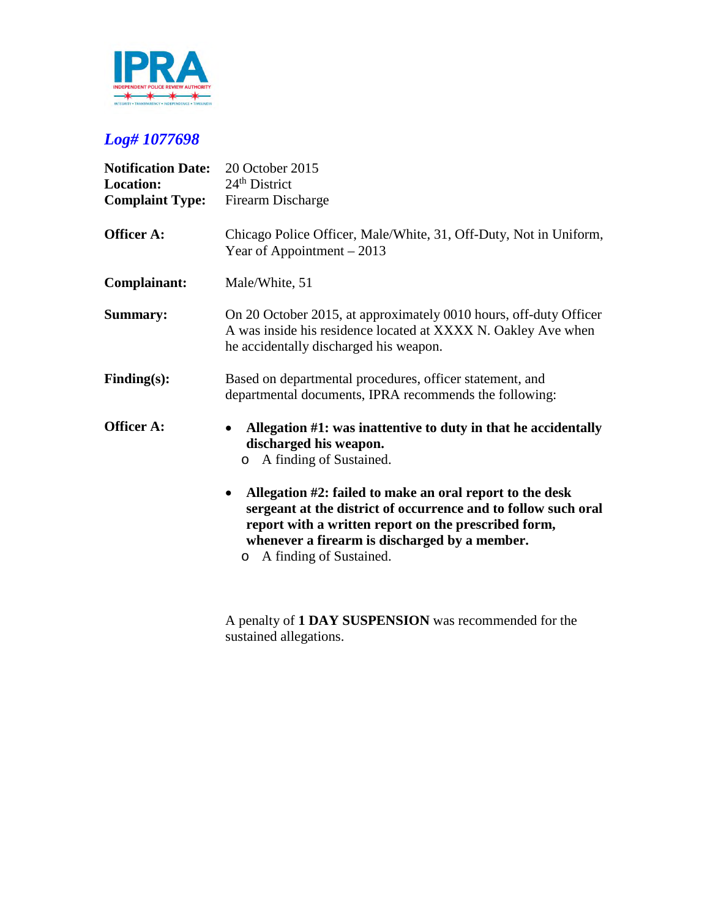IPRA
INDEPENDENT POLICE REVIEW AUTHORITY
INTEGRITY • TRANSPARENCY • INDEPENDENCE • TIMELINESS

## *Log# 1077698*

**Notification Date:** 20 October 2015
**Location:** 24th District
**Complaint Type:** Firearm Discharge

**Officer A:** Chicago Police Officer, Male/White, 31, Off-Duty, Not in Uniform, Year of Appointment – 2013

**Complainant:** Male/White, 51

**Summary:** On 20 October 2015, at approximately 0010 hours, off-duty Officer A was inside his residence located at XXXX N. Oakley Ave when he accidentally discharged his weapon.

**Finding(s):** Based on departmental procedures, officer statement, and departmental documents, IPRA recommends the following:

**Officer A:**

- **Allegation #1: was inattentive to duty in that he accidentally discharged his weapon.**
  - A finding of Sustained.

- **Allegation #2: failed to make an oral report to the desk sergeant at the district of occurrence and to follow such oral report with a written report on the prescribed form, whenever a firearm is discharged by a member.**
  - A finding of Sustained.

A penalty of **1 DAY SUSPENSION** was recommended for the sustained allegations.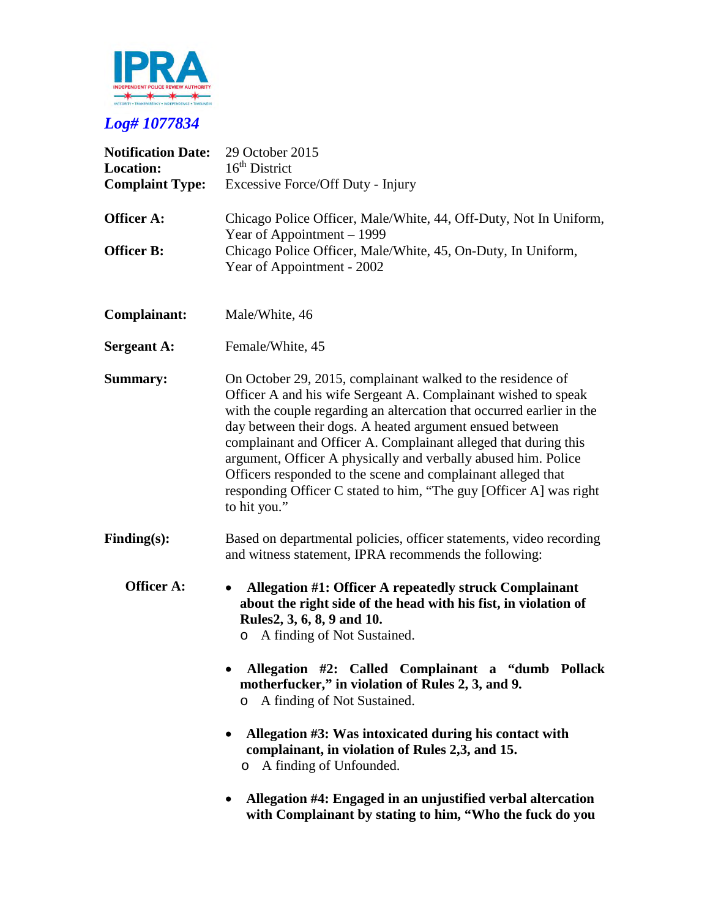IPRA

INDEPENDENT POLICE REVIEW AUTHORITY

INTEGRITY • TRANSPARENCY • INDEPENDENCE • TIMELINESS

## *Log# 1077834*

**Notification Date:** 29 October 2015
**Location:** 16th District
**Complaint Type:** Excessive Force/Off Duty - Injury

**Officer A:** Chicago Police Officer, Male/White, 44, Off-Duty, Not In Uniform, Year of Appointment – 1999
**Officer B:** Chicago Police Officer, Male/White, 45, On-Duty, In Uniform, Year of Appointment - 2002

**Complainant:** Male/White, 46

**Sergeant A:** Female/White, 45

**Summary:** On October 29, 2015, complainant walked to the residence of Officer A and his wife Sergeant A. Complainant wished to speak with the couple regarding an altercation that occurred earlier in the day between their dogs. A heated argument ensued between complainant and Officer A. Complainant alleged that during this argument, Officer A physically and verbally abused him. Police Officers responded to the scene and complainant alleged that responding Officer C stated to him, "The guy [Officer A] was right to hit you."

**Finding(s):** Based on departmental policies, officer statements, video recording and witness statement, IPRA recommends the following:

**Officer A:**

- **Allegation #1: Officer A repeatedly struck Complainant about the right side of the head with his fist, in violation of Rules2, 3, 6, 8, 9 and 10.**
  - A finding of Not Sustained.

- **Allegation #2: Called Complainant a "dumb Pollack motherfucker," in violation of Rules 2, 3, and 9.**
  - A finding of Not Sustained.

- **Allegation #3: Was intoxicated during his contact with complainant, in violation of Rules 2,3, and 15.**
  - A finding of Unfounded.

- **Allegation #4: Engaged in an unjustified verbal altercation with Complainant by stating to him, "Who the fuck do you**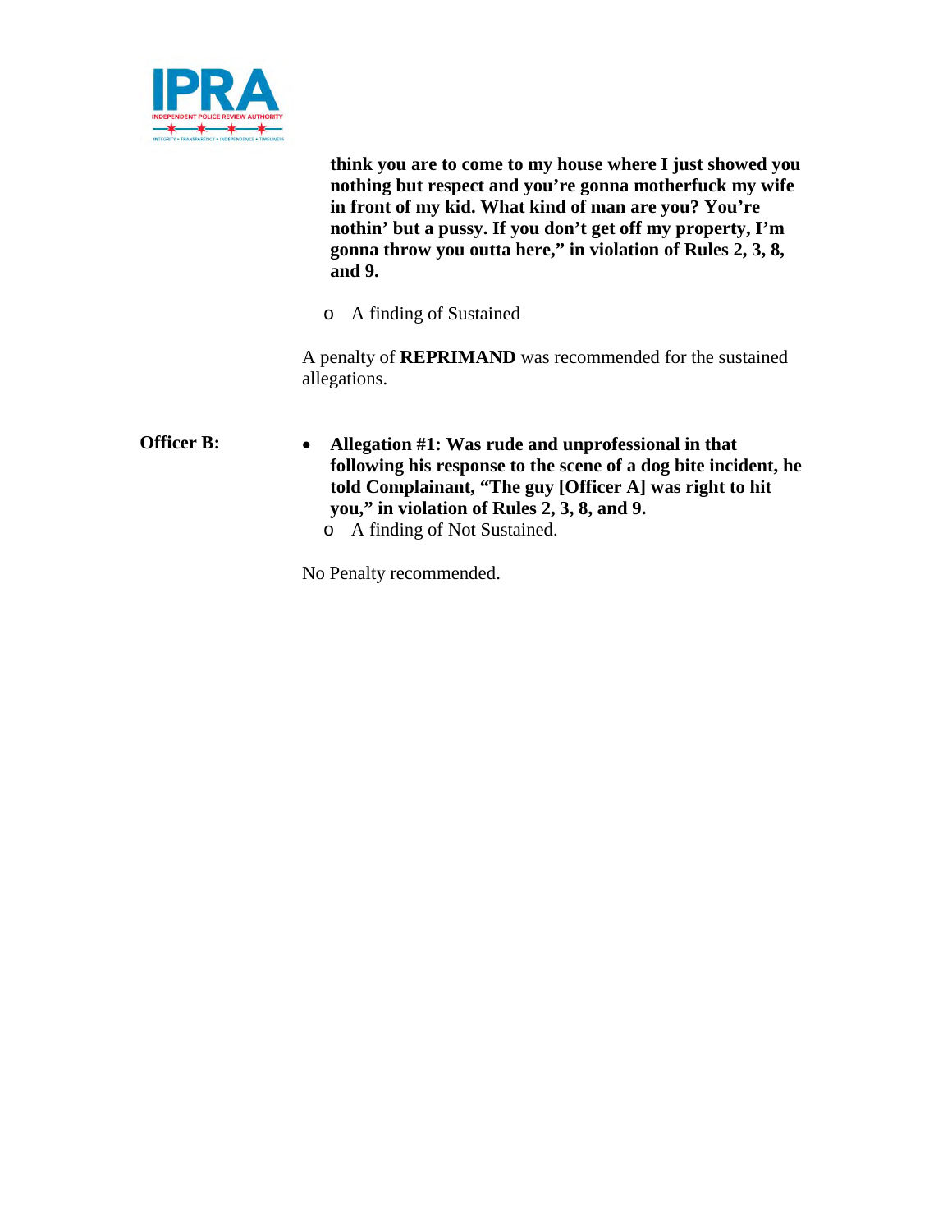**think you are to come to my house where I just showed you nothing but respect and you're gonna motherfuck my wife in front of my kid. What kind of man are you? You're nothin' but a pussy. If you don't get off my property, I'm gonna throw you outta here," in violation of Rules 2, 3, 8, and 9.**

- A finding of Sustained

A penalty of **REPRIMAND** was recommended for the sustained allegations.

**Officer B:**

- **Allegation #1: Was rude and unprofessional in that following his response to the scene of a dog bite incident, he told Complainant, "The guy [Officer A] was right to hit you," in violation of Rules 2, 3, 8, and 9.**
  - A finding of Not Sustained.

No Penalty recommended.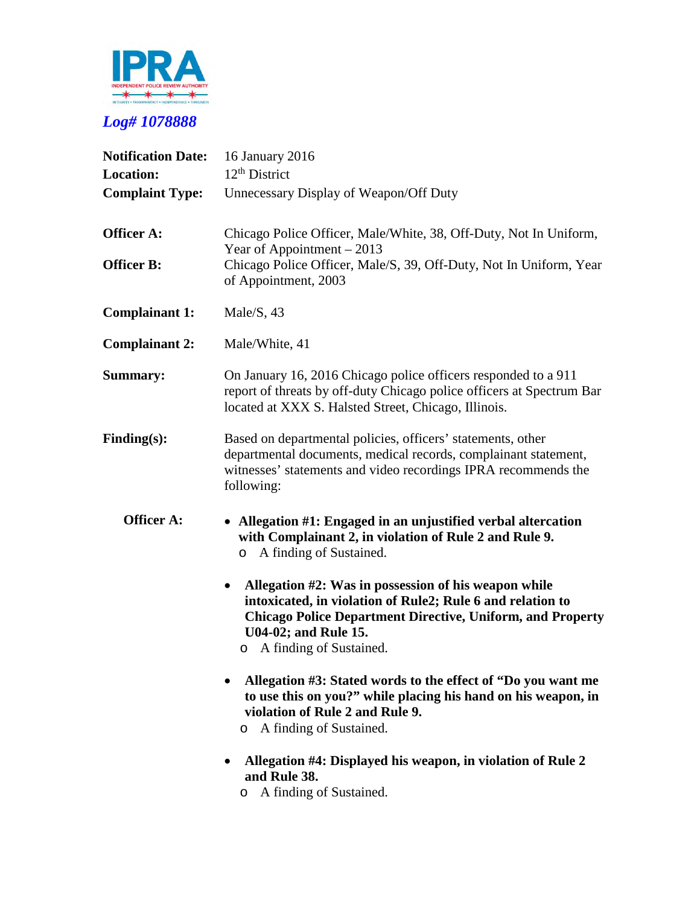IPRA

INDEPENDENT POLICE REVIEW AUTHORITY

INTEGRITY • TRANSPARENCY • INDEPENDENCE • TIMELINESS

***Log# 1078888***

**Notification Date:** 16 January 2016
**Location:** 12th District
**Complaint Type:** Unnecessary Display of Weapon/Off Duty

**Officer A:** Chicago Police Officer, Male/White, 38, Off-Duty, Not In Uniform, Year of Appointment – 2013
**Officer B:** Chicago Police Officer, Male/S, 39, Off-Duty, Not In Uniform, Year of Appointment, 2003

**Complainant 1:** Male/S, 43

**Complainant 2:** Male/White, 41

**Summary:** On January 16, 2016 Chicago police officers responded to a 911 report of threats by off-duty Chicago police officers at Spectrum Bar located at XXX S. Halsted Street, Chicago, Illinois.

**Finding(s):** Based on departmental policies, officers' statements, other departmental documents, medical records, complainant statement, witnesses' statements and video recordings IPRA recommends the following:

**Officer A:**

- **Allegation #1: Engaged in an unjustified verbal altercation with Complainant 2, in violation of Rule 2 and Rule 9.**
  - A finding of Sustained.
- **Allegation #2: Was in possession of his weapon while intoxicated, in violation of Rule2; Rule 6 and relation to Chicago Police Department Directive, Uniform, and Property U04-02; and Rule 15.**
  - A finding of Sustained.
- **Allegation #3: Stated words to the effect of "Do you want me to use this on you?" while placing his hand on his weapon, in violation of Rule 2 and Rule 9.**
  - A finding of Sustained.
- **Allegation #4: Displayed his weapon, in violation of Rule 2 and Rule 38.**
  - A finding of Sustained.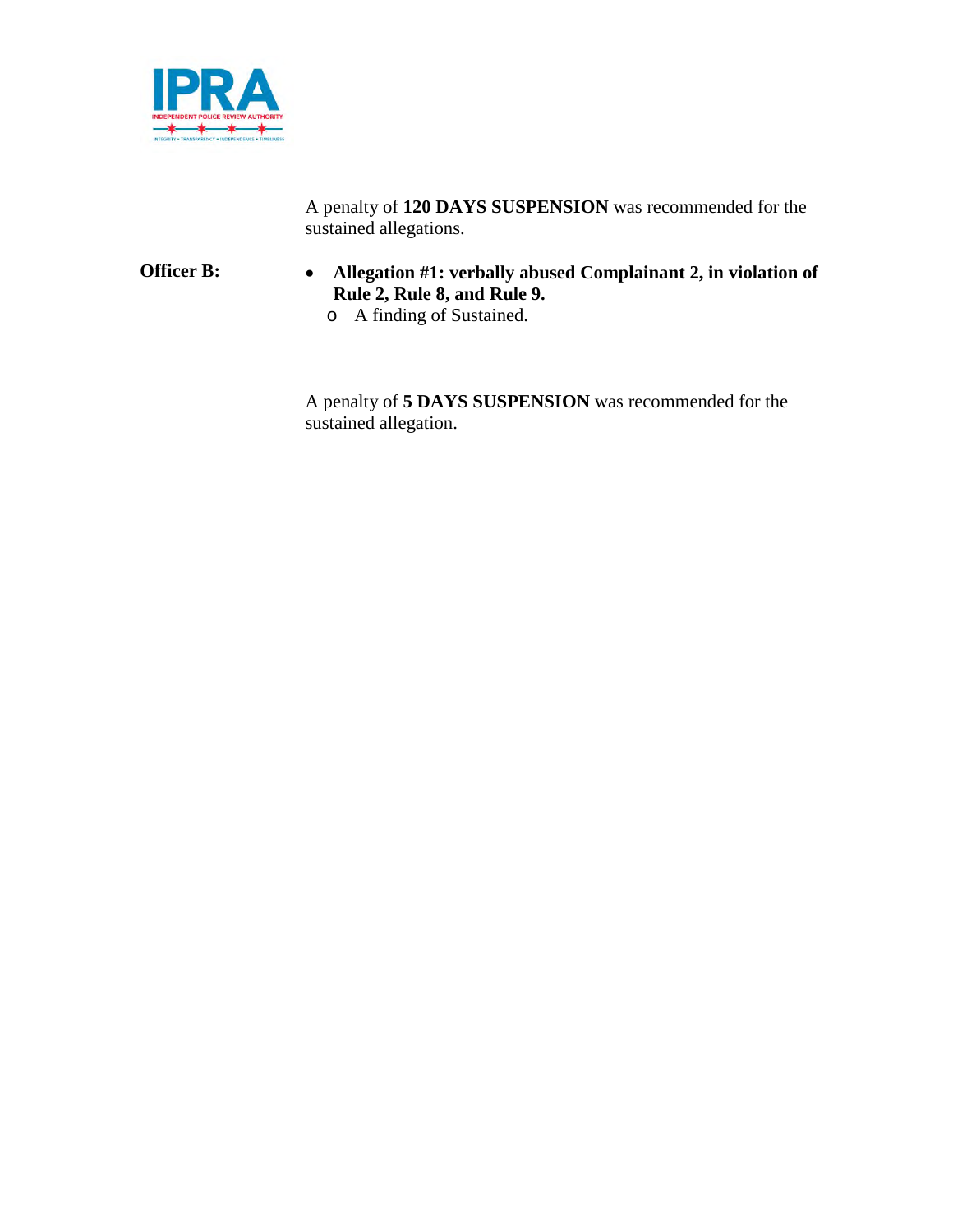A penalty of **120 DAYS SUSPENSION** was recommended for the sustained allegations.

**Officer B:**

- **Allegation #1: verbally abused Complainant 2, in violation of Rule 2, Rule 8, and Rule 9.**
  - A finding of Sustained.

A penalty of **5 DAYS SUSPENSION** was recommended for the sustained allegation.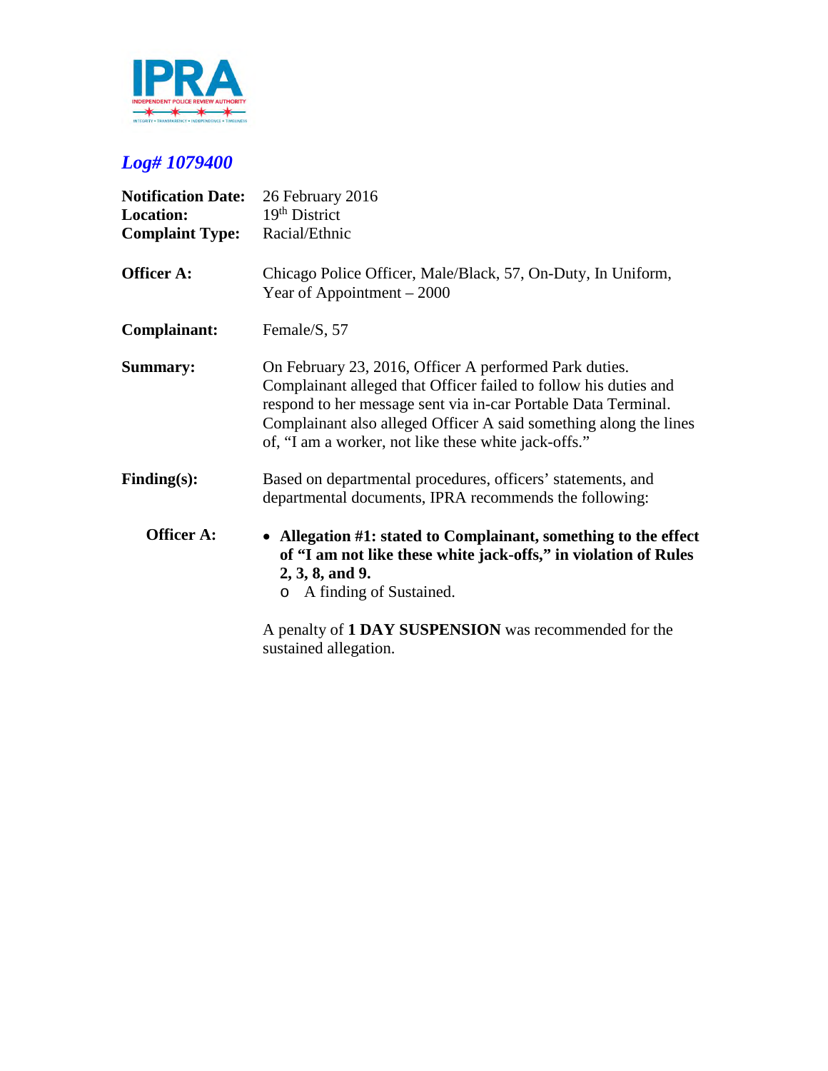## *Log# 1079400*

**Notification Date:** 26 February 2016
**Location:** 19th District
**Complaint Type:** Racial/Ethnic

**Officer A:** Chicago Police Officer, Male/Black, 57, On-Duty, In Uniform, Year of Appointment – 2000

**Complainant:** Female/S, 57

**Summary:** On February 23, 2016, Officer A performed Park duties. Complainant alleged that Officer failed to follow his duties and respond to her message sent via in-car Portable Data Terminal. Complainant also alleged Officer A said something along the lines of, "I am a worker, not like these white jack-offs."

**Finding(s):** Based on departmental procedures, officers' statements, and departmental documents, IPRA recommends the following:

**Officer A:**

- **Allegation #1: stated to Complainant, something to the effect of "I am not like these white jack-offs," in violation of Rules 2, 3, 8, and 9.**
  - A finding of Sustained.

A penalty of **1 DAY SUSPENSION** was recommended for the sustained allegation.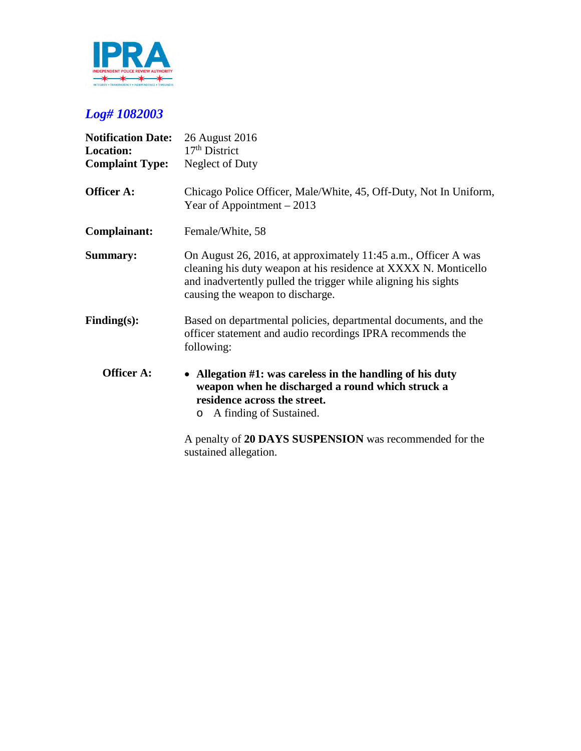IPRA
INDEPENDENT POLICE REVIEW AUTHORITY
INTEGRITY • TRANSPARENCY • INDEPENDENCE • TIMELINESS

## *Log# 1082003*

**Notification Date:** 26 August 2016
**Location:** 17th District
**Complaint Type:** Neglect of Duty

**Officer A:** Chicago Police Officer, Male/White, 45, Off-Duty, Not In Uniform, Year of Appointment – 2013

**Complainant:** Female/White, 58

**Summary:** On August 26, 2016, at approximately 11:45 a.m., Officer A was cleaning his duty weapon at his residence at XXXX N. Monticello and inadvertently pulled the trigger while aligning his sights causing the weapon to discharge.

**Finding(s):** Based on departmental policies, departmental documents, and the officer statement and audio recordings IPRA recommends the following:

**Officer A:**

- **Allegation #1: was careless in the handling of his duty weapon when he discharged a round which struck a residence across the street.**
  - A finding of Sustained.

A penalty of **20 DAYS SUSPENSION** was recommended for the sustained allegation.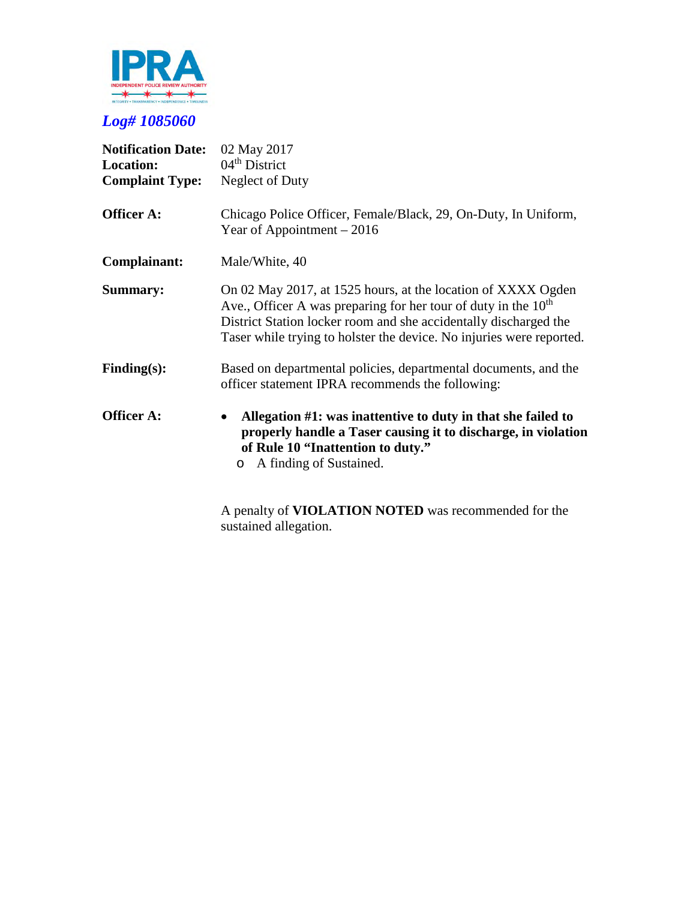IPRA
INDEPENDENT POLICE REVIEW AUTHORITY
INTEGRITY • TRANSPARENCY • INDEPENDENCE • TIMELINESS

## *Log# 1085060*

**Notification Date:** 02 May 2017
**Location:** 04th District
**Complaint Type:** Neglect of Duty

**Officer A:** Chicago Police Officer, Female/Black, 29, On-Duty, In Uniform, Year of Appointment – 2016

**Complainant:** Male/White, 40

**Summary:** On 02 May 2017, at 1525 hours, at the location of XXXX Ogden Ave., Officer A was preparing for her tour of duty in the 10th District Station locker room and she accidentally discharged the Taser while trying to holster the device. No injuries were reported.

**Finding(s):** Based on departmental policies, departmental documents, and the officer statement IPRA recommends the following:

**Officer A:**

- **Allegation #1: was inattentive to duty in that she failed to properly handle a Taser causing it to discharge, in violation of Rule 10 "Inattention to duty."**
  - A finding of Sustained.

A penalty of **VIOLATION NOTED** was recommended for the sustained allegation.